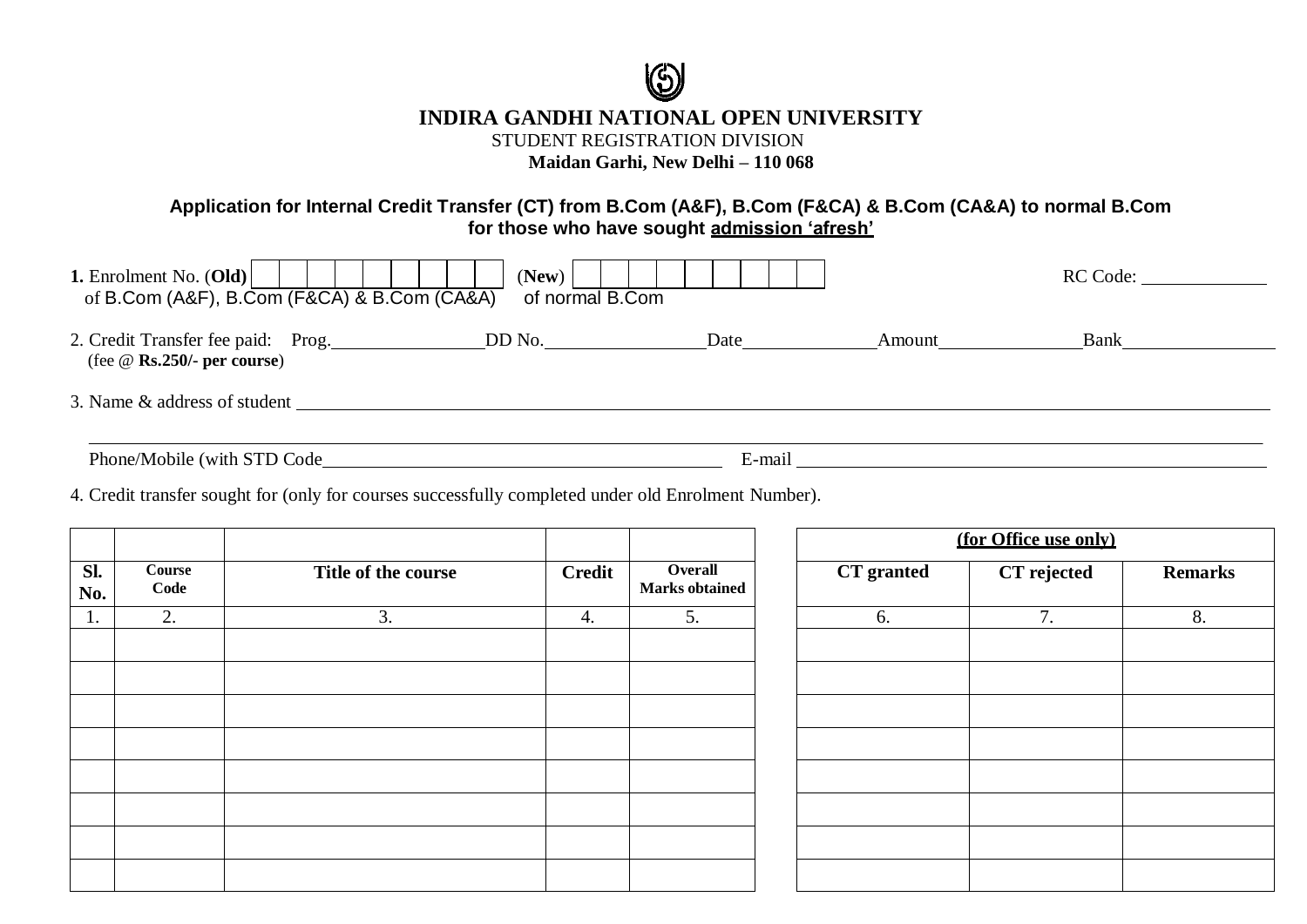# INDIRA GANDHI NATIONAL OPEN UNIVERSITY

STUDENT REGISTRATION DIVISION

**Maidan Garhi, New Delhi – 110 068**

## Application for Internal Credit Transfer (CT) from B.Com (A&F), B.Com (F&CA) & B.Com (CA&A) to normal B.Com for those who have sought admission 'afresh'

**1.** Enrolment No. (**Old**) | | | | | | | | | | | (**New**) | | | | | | | | | | RC Code: ____________

of B.Com (A&F), B.Com (F&CA) & B.Com (CA&A) of normal B.Com

2. Credit Transfer fee paid: Prog.______________ DD No.______________ Date____________ Amount_____________ Bank______________
(fee @ **Rs.250/- per course**)

3. Name & address of student ______________________________________________________________

______________________________________________________________

Phone/Mobile (with STD Code______________________________ E-mail ______________________________

4. Credit transfer sought for (only for courses successfully completed under old Enrolment Number).

| Sl. No. | Course Code | Title of the course | Credit | Overall Marks obtained |
|---|---|---|---|---|
| 1. | 2. | 3. | 4. | 5. |
| | | | | |
| | | | | |
| | | | | |
| | | | | |
| | | | | |
| | | | | |
| | | | | |
| | | | | |

| (for Office use only) | | |
|---|---|---|
| **CT granted** | **CT rejected** | **Remarks** |
| 6. | 7. | 8. |
| | | |
| | | |
| | | |
| | | |
| | | |
| | | |
| | | |
| | | |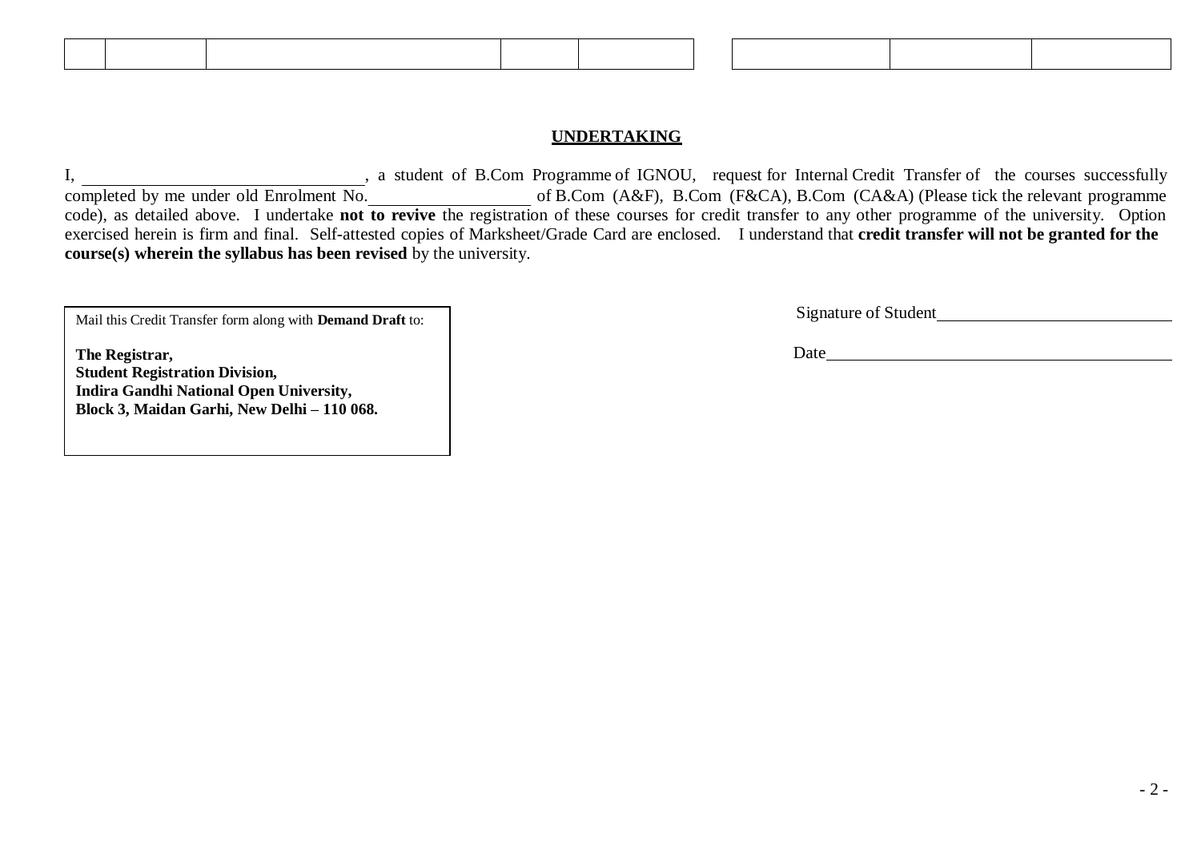| | | | | | | | |
|---|---|---|---|---|---|---|---|
| | | | | | | | |

## UNDERTAKING

I, ______________________________, a student of B.Com Programme of IGNOU, request for Internal Credit Transfer of the courses successfully completed by me under old Enrolment No.__________________ of B.Com (A&F), B.Com (F&CA), B.Com (CA&A) (Please tick the relevant programme code), as detailed above. I undertake **not to revive** the registration of these courses for credit transfer to any other programme of the university. Option exercised herein is firm and final. Self-attested copies of Marksheet/Grade Card are enclosed. I understand that **credit transfer will not be granted for the course(s) wherein the syllabus has been revised** by the university.

Signature of Student__________________________

Date______________________________________

Mail this Credit Transfer form along with **Demand Draft** to:

**The Registrar,**
**Student Registration Division,**
**Indira Gandhi National Open University,**
**Block 3, Maidan Garhi, New Delhi – 110 068.**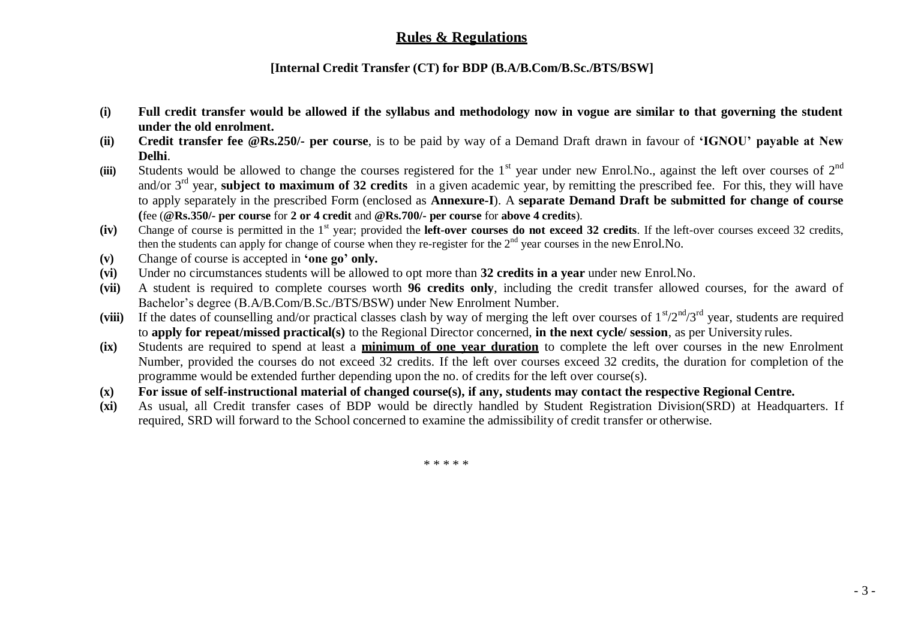## Rules & Regulations

**[Internal Credit Transfer (CT) for BDP (B.A/B.Com/B.Sc./BTS/BSW]**

**(i)** **Full credit transfer would be allowed if the syllabus and methodology now in vogue are similar to that governing the student under the old enrolment.**

**(ii)** **Credit transfer fee @Rs.250/- per course**, is to be paid by way of a Demand Draft drawn in favour of **'IGNOU' payable at New Delhi**.

**(iii)** Students would be allowed to change the courses registered for the 1st year under new Enrol.No., against the left over courses of 2nd and/or 3rd year, **subject to maximum of 32 credits** in a given academic year, by remitting the prescribed fee. For this, they will have to apply separately in the prescribed Form (enclosed as **Annexure-I**). A **separate Demand Draft be submitted for change of course (**fee (**@Rs.350/- per course** for **2 or 4 credit** and **@Rs.700/- per course** for **above 4 credits**).

**(iv)** Change of course is permitted in the 1st year; provided the **left-over courses do not exceed 32 credits**. If the left-over courses exceed 32 credits, then the students can apply for change of course when they re-register for the 2nd year courses in the new Enrol.No.

**(v)** Change of course is accepted in **'one go' only.**

**(vi)** Under no circumstances students will be allowed to opt more than **32 credits in a year** under new Enrol.No.

**(vii)** A student is required to complete courses worth **96 credits only**, including the credit transfer allowed courses, for the award of Bachelor's degree (B.A/B.Com/B.Sc./BTS/BSW) under New Enrolment Number.

**(viii)** If the dates of counselling and/or practical classes clash by way of merging the left over courses of 1st/2nd/3rd year, students are required to **apply for repeat/missed practical(s)** to the Regional Director concerned, **in the next cycle/ session**, as per University rules.

**(ix)** Students are required to spend at least a **minimum of one year duration** to complete the left over courses in the new Enrolment Number, provided the courses do not exceed 32 credits. If the left over courses exceed 32 credits, the duration for completion of the programme would be extended further depending upon the no. of credits for the left over course(s).

**(x)** **For issue of self-instructional material of changed course(s), if any, students may contact the respective Regional Centre.**

**(xi)** As usual, all Credit transfer cases of BDP would be directly handled by Student Registration Division(SRD) at Headquarters. If required, SRD will forward to the School concerned to examine the admissibility of credit transfer or otherwise.

* * * * *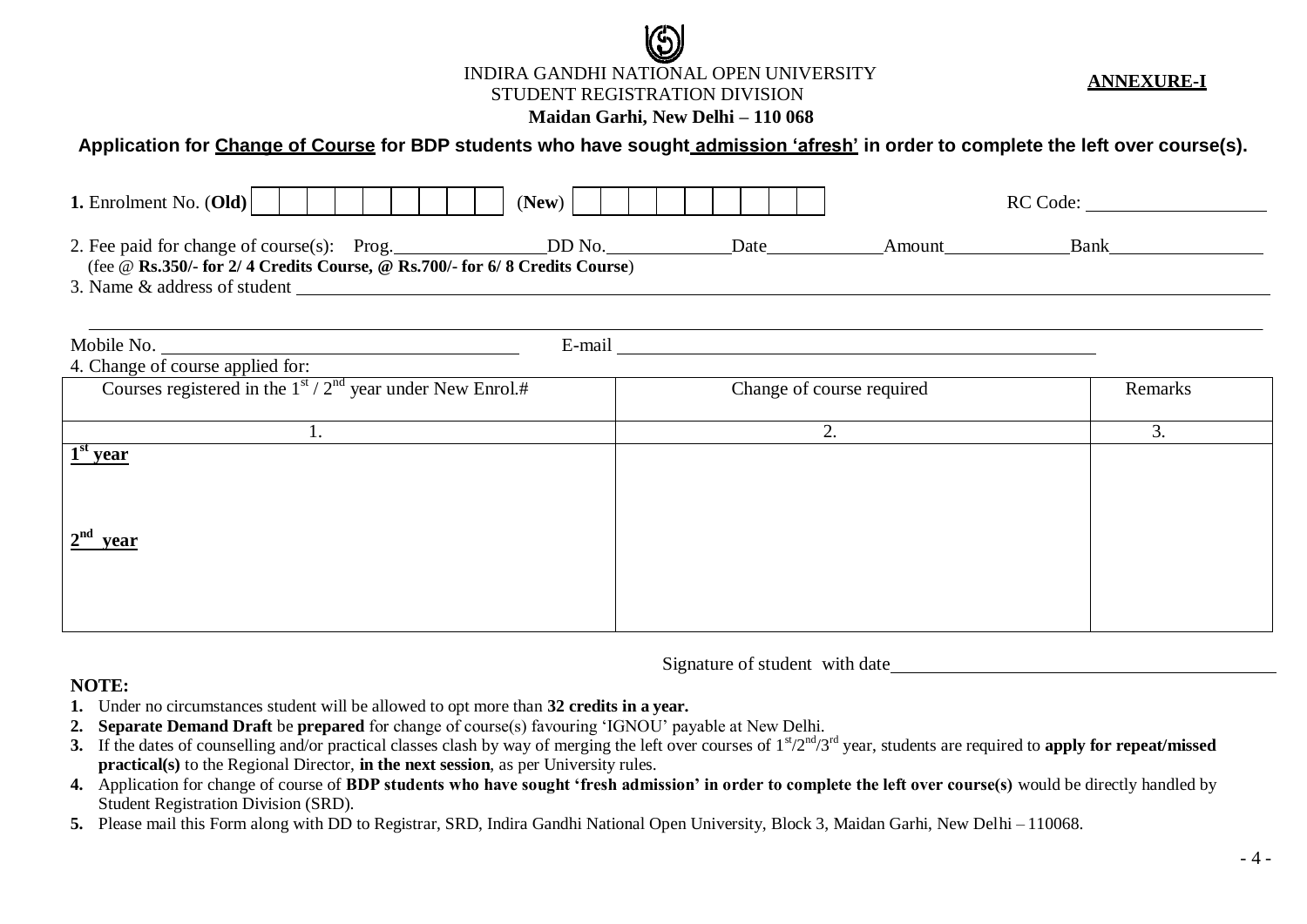INDIRA GANDHI NATIONAL OPEN UNIVERSITY
STUDENT REGISTRATION DIVISION
**Maidan Garhi, New Delhi – 110 068**

**ANNEXURE-I**

**Application for Change of Course for BDP students who have sought admission 'afresh' in order to complete the left over course(s).**

**1.** Enrolment No. (**Old**) ____________ (**New**) ____________ RC Code: ____________

2. Fee paid for change of course(s): Prog.__________ DD No.__________ Date__________ Amount__________ Bank__________
(fee @ **Rs.350/- for 2/ 4 Credits Course, @ Rs.700/- for 6/ 8 Credits Course**)

3. Name & address of student ______________________________________________

Mobile No. ____________________ E-mail ____________________

4. Change of course applied for:

| Courses registered in the 1st / 2nd year under New Enrol.# | Change of course required | Remarks |
|---|---|---|
| 1. | 2. | 3. |
| **1st year** | | |
| **2nd year** | | |

Signature of student with date ____________________

**NOTE:**

1. Under no circumstances student will be allowed to opt more than **32 credits in a year.**
2. **Separate Demand Draft** be **prepared** for change of course(s) favouring 'IGNOU' payable at New Delhi.
3. If the dates of counselling and/or practical classes clash by way of merging the left over courses of 1st/2nd/3rd year, students are required to **apply for repeat/missed practical(s)** to the Regional Director, **in the next session**, as per University rules.
4. Application for change of course of **BDP students who have sought 'fresh admission' in order to complete the left over course(s)** would be directly handled by Student Registration Division (SRD).
5. Please mail this Form along with DD to Registrar, SRD, Indira Gandhi National Open University, Block 3, Maidan Garhi, New Delhi – 110068.